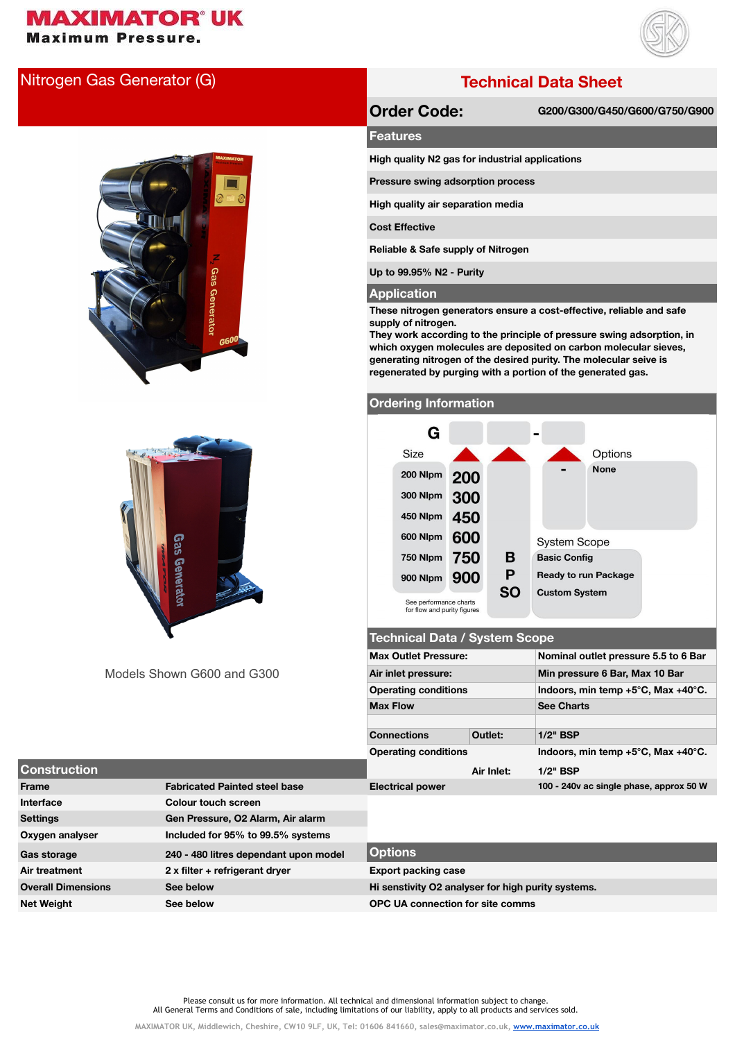# MAXIMATOR® UK

**Maximum Pressure.**

## Nitrogen Gas Generator (G)

Models Shown G600 and G300

## Technical Data Sheet

**Order Code:** G200/G300/G450/G600/G750/G900

### Features

- High quality N2 gas for industrial applications
- Pressure swing adsorption process
- High quality air separation media
- Cost Effective
- Reliable & Safe supply of Nitrogen
- Up to 99.95% N2 - Purity

### Application

These nitrogen generators ensure a cost-effective, reliable and safe supply of nitrogen.
They work according to the principle of pressure swing adsorption, in which oxygen molecules are deposited on carbon molecular sieves, generating nitrogen of the desired purity. The molecular seive is regenerated by purging with a portion of the generated gas.

### Ordering Information

G [Size] [System Scope] - [Options]

| Size | Code |
|---|---|
| 200 Nlpm | 200 |
| 300 Nlpm | 300 |
| 450 Nlpm | 450 |
| 600 Nlpm | 600 |
| 750 Nlpm | 750 |
| 900 Nlpm | 900 |

See performance charts for flow and purity figures

| System Scope | Code |
|---|---|
| Basic Config | B |
| Ready to run Package | P |
| Custom System | SO |

| Options | Code |
|---|---|
| None | - |

### Technical Data / System Scope

| | | |
|---|---|---|
| Max Outlet Pressure: | | Nominal outlet pressure 5.5 to 6 Bar |
| Air inlet pressure: | | Min pressure 6 Bar, Max 10 Bar |
| Operating conditions | | Indoors, min temp +5°C, Max +40°C. |
| Max Flow | | See Charts |
| Connections | Outlet: | 1/2" BSP |
| Operating conditions | | Indoors, min temp +5°C, Max +40°C. |
| | Air Inlet: | 1/2" BSP |
| Electrical power | | 100 - 240v ac single phase, approx 50 W |

### Construction

| | |
|---|---|
| Frame | Fabricated Painted steel base |
| Interface | Colour touch screen |
| Settings | Gen Pressure, O2 Alarm, Air alarm |
| Oxygen analyser | Included for 95% to 99.5% systems |
| Gas storage | 240 - 480 litres dependant upon model |
| Air treatment | 2 x filter + refrigerant dryer |
| Overall Dimensions | See below |
| Net Weight | See below |

### Options

- Export packing case
- Hi senstivity O2 analyser for high purity systems.
- OPC UA connection for site comms

Please consult us for more information. All technical and dimensional information subject to change.
All General Terms and Conditions of sale, including limitations of our liability, apply to all products and services sold.

MAXIMATOR UK, Middlewich, Cheshire, CW10 9LF, UK, Tel: 01606 841660, sales@maximator.co.uk, www.maximator.co.uk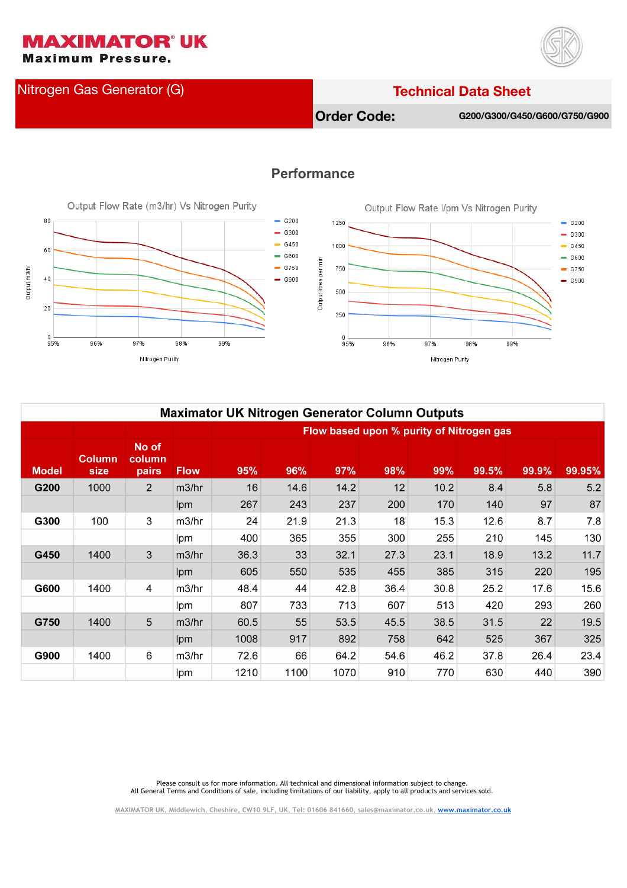# MAXIMATOR® UK
**Maximum Pressure.**

## Nitrogen Gas Generator (G)

**Technical Data Sheet**

**Order Code:** G200/G300/G450/G600/G750/G900

## Performance

Output Flow Rate (m3/hr) Vs Nitrogen Purity

Output Flow Rate l/pm Vs Nitrogen Purity

### Maximator UK Nitrogen Generator Column Outputs

| Model | Column size | No of column pairs | Flow | Flow based upon % purity of Nitrogen gas | | | | | | | |
|---|---|---|---|---|---|---|---|---|---|---|---|
| | | | | 95% | 96% | 97% | 98% | 99% | 99.5% | 99.9% | 99.95% |
| G200 | 1000 | 2 | m3/hr | 16 | 14.6 | 14.2 | 12 | 10.2 | 8.4 | 5.8 | 5.2 |
| | | | lpm | 267 | 243 | 237 | 200 | 170 | 140 | 97 | 87 |
| G300 | 100 | 3 | m3/hr | 24 | 21.9 | 21.3 | 18 | 15.3 | 12.6 | 8.7 | 7.8 |
| | | | lpm | 400 | 365 | 355 | 300 | 255 | 210 | 145 | 130 |
| G450 | 1400 | 3 | m3/hr | 36.3 | 33 | 32.1 | 27.3 | 23.1 | 18.9 | 13.2 | 11.7 |
| | | | lpm | 605 | 550 | 535 | 455 | 385 | 315 | 220 | 195 |
| G600 | 1400 | 4 | m3/hr | 48.4 | 44 | 42.8 | 36.4 | 30.8 | 25.2 | 17.6 | 15.6 |
| | | | lpm | 807 | 733 | 713 | 607 | 513 | 420 | 293 | 260 |
| G750 | 1400 | 5 | m3/hr | 60.5 | 55 | 53.5 | 45.5 | 38.5 | 31.5 | 22 | 19.5 |
| | | | lpm | 1008 | 917 | 892 | 758 | 642 | 525 | 367 | 325 |
| G900 | 1400 | 6 | m3/hr | 72.6 | 66 | 64.2 | 54.6 | 46.2 | 37.8 | 26.4 | 23.4 |
| | | | lpm | 1210 | 1100 | 1070 | 910 | 770 | 630 | 440 | 390 |

Please consult us for more information. All technical and dimensional information subject to change.
All General Terms and Conditions of sale, including limitations of our liability, apply to all products and services sold.

MAXIMATOR UK, Middlewich, Cheshire, CW10 9LF, UK, Tel: 01606 841660, sales@maximator.co.uk, www.maximator.co.uk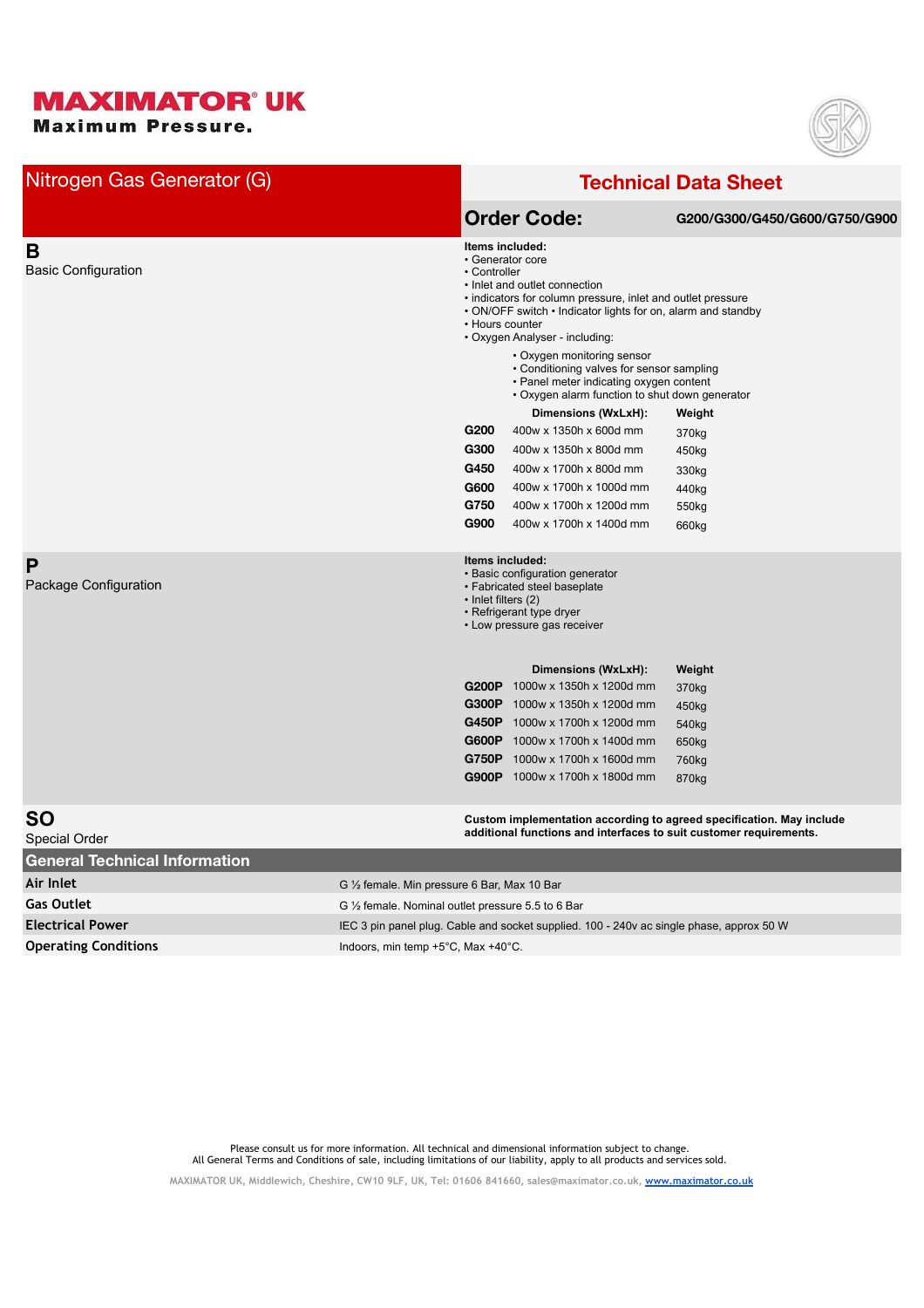# MAXIMATOR® UK

**Maximum Pressure.**

## Nitrogen Gas Generator (G)

## Technical Data Sheet

**Order Code:** **G200/G300/G450/G600/G750/G900**

### B
Basic Configuration

**Items included:**
- Generator core
- Controller
- Inlet and outlet connection
- indicators for column pressure, inlet and outlet pressure
- ON/OFF switch • Indicator lights for on, alarm and standby
- Hours counter
- Oxygen Analyser - including:
  - Oxygen monitoring sensor
  - Conditioning valves for sensor sampling
  - Panel meter indicating oxygen content
  - Oxygen alarm function to shut down generator

| | Dimensions (WxLxH): | Weight |
|---|---|---|
| **G200** | 400w x 1350h x 600d mm | 370kg |
| **G300** | 400w x 1350h x 800d mm | 450kg |
| **G450** | 400w x 1700h x 800d mm | 330kg |
| **G600** | 400w x 1700h x 1000d mm | 440kg |
| **G750** | 400w x 1700h x 1200d mm | 550kg |
| **G900** | 400w x 1700h x 1400d mm | 660kg |

### P
Package Configuration

**Items included:**
- Basic configuration generator
- Fabricated steel baseplate
- Inlet filters (2)
- Refrigerant type dryer
- Low pressure gas receiver

| | Dimensions (WxLxH): | Weight |
|---|---|---|
| **G200P** | 1000w x 1350h x 1200d mm | 370kg |
| **G300P** | 1000w x 1350h x 1200d mm | 450kg |
| **G450P** | 1000w x 1700h x 1200d mm | 540kg |
| **G600P** | 1000w x 1700h x 1400d mm | 650kg |
| **G750P** | 1000w x 1700h x 1600d mm | 760kg |
| **G900P** | 1000w x 1700h x 1800d mm | 870kg |

### SO
Special Order

**Custom implementation according to agreed specification. May include additional functions and interfaces to suit customer requirements.**

## General Technical Information

| | |
|---|---|
| **Air Inlet** | G ½ female. Min pressure 6 Bar, Max 10 Bar |
| **Gas Outlet** | G ½ female. Nominal outlet pressure 5.5 to 6 Bar |
| **Electrical Power** | IEC 3 pin panel plug. Cable and socket supplied. 100 - 240v ac single phase, approx 50 W |
| **Operating Conditions** | Indoors, min temp +5°C, Max +40°C. |

Please consult us for more information. All technical and dimensional information subject to change.
All General Terms and Conditions of sale, including limitations of our liability, apply to all products and services sold.

MAXIMATOR UK, Middlewich, Cheshire, CW10 9LF, UK, Tel: 01606 841660, sales@maximator.co.uk, www.maximator.co.uk